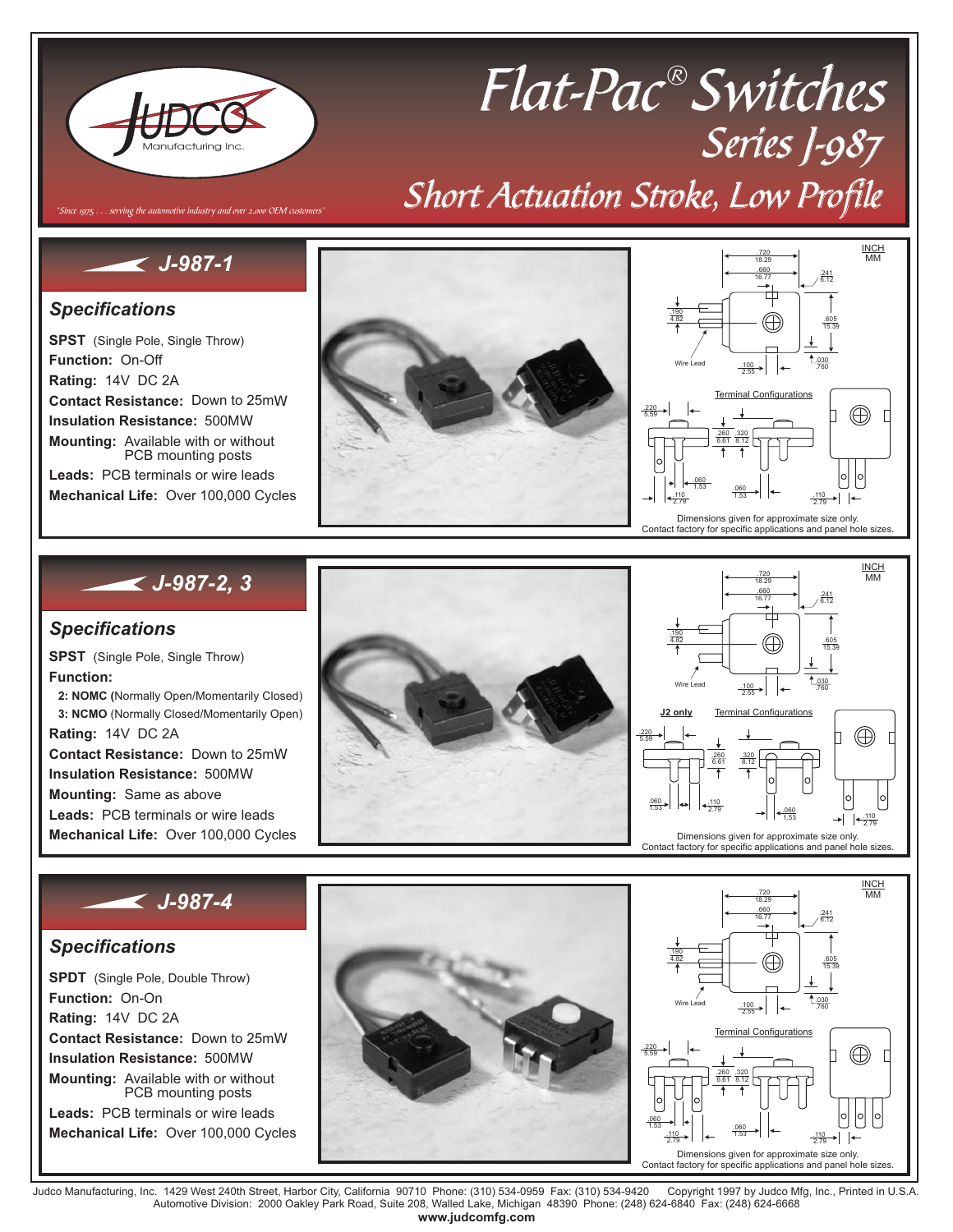# Flat-Pac® Switches

## Series J-987

## Short Actuation Stroke, Low Profile

*"Since 1975 . . . serving the automotive industry and over 2,000 OEM customers"*

## J-987-1

### Specifications

**SPST** (Single Pole, Single Throw)
**Function:** On-Off
**Rating:** 14V DC 2A
**Contact Resistance:** Down to 25mW
**Insulation Resistance:** 500MW
**Mounting:** Available with or without PCB mounting posts
**Leads:** PCB terminals or wire leads
**Mechanical Life:** Over 100,000 Cycles

Dimensions given for approximate size only.
Contact factory for specific applications and panel hole sizes.

## J-987-2, 3

### Specifications

**SPST** (Single Pole, Single Throw)
**Function:**
- **2: NOMC** (Normally Open/Momentarily Closed)
- **3: NCMO** (Normally Closed/Momentarily Open)

**Rating:** 14V DC 2A
**Contact Resistance:** Down to 25mW
**Insulation Resistance:** 500MW
**Mounting:** Same as above
**Leads:** PCB terminals or wire leads
**Mechanical Life:** Over 100,000 Cycles

Dimensions given for approximate size only.
Contact factory for specific applications and panel hole sizes.

## J-987-4

### Specifications

**SPDT** (Single Pole, Double Throw)
**Function:** On-On
**Rating:** 14V DC 2A
**Contact Resistance:** Down to 25mW
**Insulation Resistance:** 500MW
**Mounting:** Available with or without PCB mounting posts
**Leads:** PCB terminals or wire leads
**Mechanical Life:** Over 100,000 Cycles

Dimensions given for approximate size only.
Contact factory for specific applications and panel hole sizes.

Judco Manufacturing, Inc. 1429 West 240th Street, Harbor City, California 90710 Phone: (310) 534-0959 Fax: (310) 534-9420 Copyright 1997 by Judco Mfg, Inc., Printed in U.S.A.
Automotive Division: 2000 Oakley Park Road, Suite 208, Walled Lake, Michigan 48390 Phone: (248) 624-6840 Fax: (248) 624-6668
**www.judcomfg.com**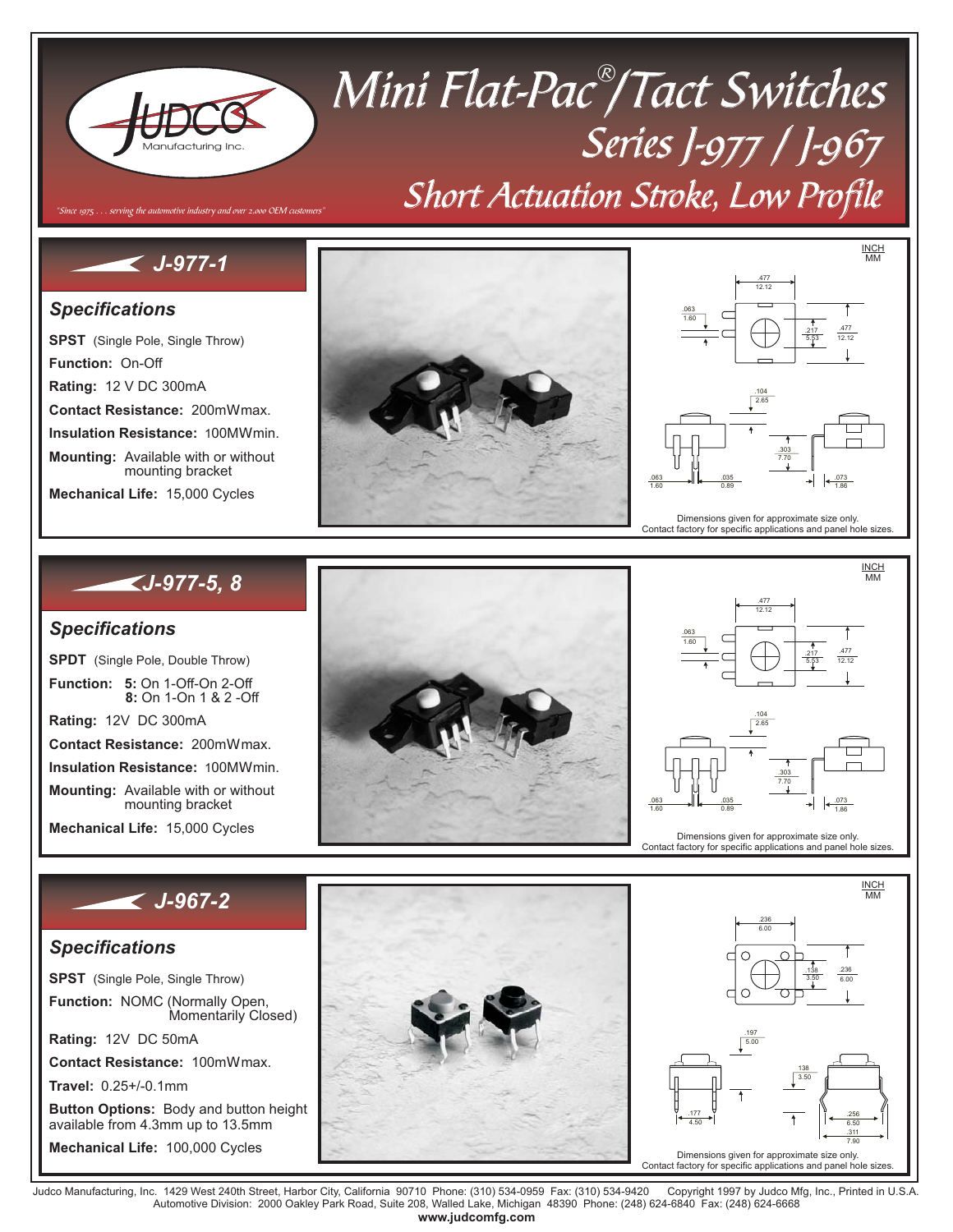Judco Manufacturing Inc.

"Since 1975 . . . serving the automotive industry and over 2,000 OEM customers"

# Mini Flat-Pac®/Tact Switches

## Series J-977 / J-967

## Short Actuation Stroke, Low Profile

## J-977-1

### Specifications

**SPST** (Single Pole, Single Throw)

**Function:** On-Off

**Rating:** 12 V DC 300mA

**Contact Resistance:** 200mWmax.

**Insulation Resistance:** 100MWmin.

**Mounting:** Available with or without mounting bracket

**Mechanical Life:** 15,000 Cycles

INCH
MM

.477
12.12

.063
1.60

.217
5.53

.477
12.12

.104
2.65

.303
7.70

.063
1.60

.035
0.89

.073
1.86

Dimensions given for approximate size only.
Contact factory for specific applications and panel hole sizes.

## J-977-5, 8

### Specifications

**SPDT** (Single Pole, Double Throw)

**Function:** **5:** On 1-Off-On 2-Off
**8:** On 1-On 1 & 2 -Off

**Rating:** 12V DC 300mA

**Contact Resistance:** 200mWmax.

**Insulation Resistance:** 100MWmin.

**Mounting:** Available with or without mounting bracket

**Mechanical Life:** 15,000 Cycles

INCH
MM

.477
12.12

.063
1.60

.217
5.53

.477
12.12

.104
2.65

.303
7.70

.063
1.60

.035
0.89

.073
1.86

Dimensions given for approximate size only.
Contact factory for specific applications and panel hole sizes.

## J-967-2

### Specifications

**SPST** (Single Pole, Single Throw)

**Function:** NOMC (Normally Open, Momentarily Closed)

**Rating:** 12V DC 50mA

**Contact Resistance:** 100mWmax.

**Travel:** 0.25+/-0.1mm

**Button Options:** Body and button height available from 4.3mm up to 13.5mm

**Mechanical Life:** 100,000 Cycles

INCH
MM

.236
6.00

.138
3.50

.236
6.00

.197
5.00

138
3.50

.177
4.50

.256
6.50

.311
7.90

Dimensions given for approximate size only.
Contact factory for specific applications and panel hole sizes.

Judco Manufacturing, Inc. 1429 West 240th Street, Harbor City, California 90710 Phone: (310) 534-0959 Fax: (310) 534-9420 Copyright 1997 by Judco Mfg, Inc., Printed in U.S.A.
Automotive Division: 2000 Oakley Park Road, Suite 208, Walled Lake, Michigan 48390 Phone: (248) 624-6840 Fax: (248) 624-6668
**www.judcomfg.com**